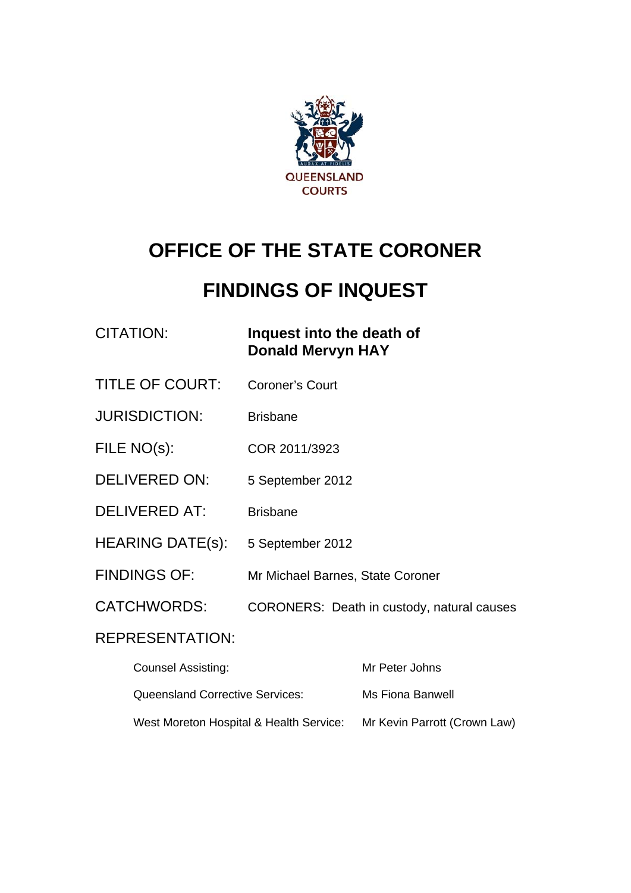QUEENSLAND COURTS

# OFFICE OF THE STATE CORONER

# FINDINGS OF INQUEST

| | |
|---|---|
| CITATION: | **Inquest into the death of Donald Mervyn HAY** |
| TITLE OF COURT: | Coroner's Court |
| JURISDICTION: | Brisbane |
| FILE NO(s): | COR 2011/3923 |
| DELIVERED ON: | 5 September 2012 |
| DELIVERED AT: | Brisbane |
| HEARING DATE(s): | 5 September 2012 |
| FINDINGS OF: | Mr Michael Barnes, State Coroner |
| CATCHWORDS: | CORONERS: Death in custody, natural causes |

REPRESENTATION:

| | |
|---|---|
| Counsel Assisting: | Mr Peter Johns |
| Queensland Corrective Services: | Ms Fiona Banwell |
| West Moreton Hospital & Health Service: | Mr Kevin Parrott (Crown Law) |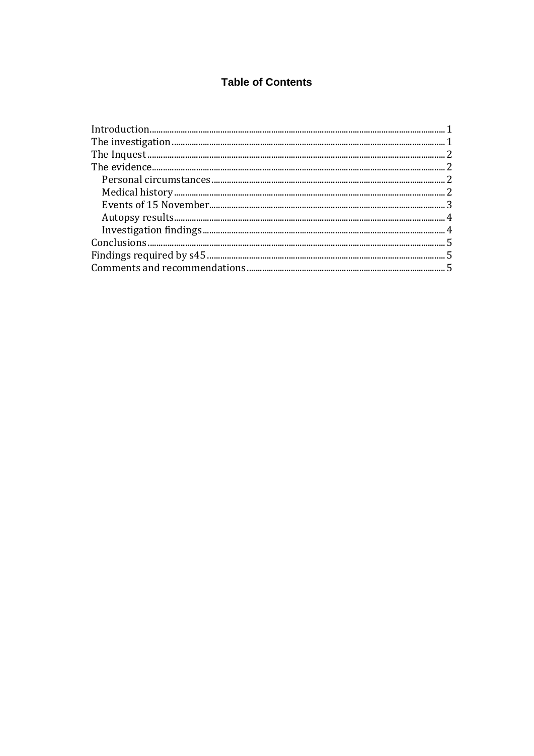## Table of Contents

- Introduction ... 1
- The investigation ... 1
- The Inquest ... 2
- The evidence ... 2
  - Personal circumstances ... 2
  - Medical history ... 2
  - Events of 15 November ... 3
  - Autopsy results ... 4
  - Investigation findings ... 4
- Conclusions ... 5
- Findings required by s45 ... 5
- Comments and recommendations ... 5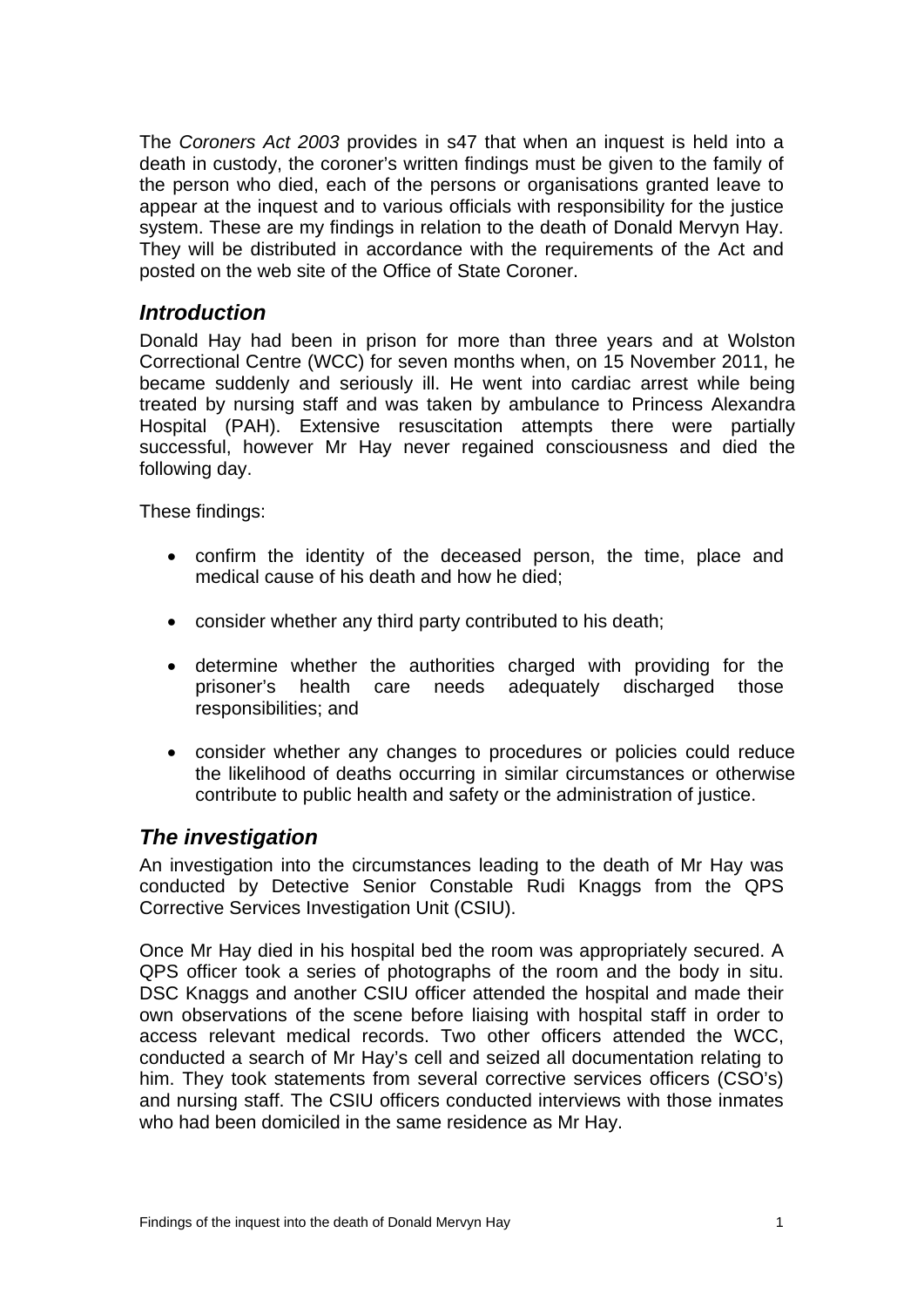The *Coroners Act 2003* provides in s47 that when an inquest is held into a death in custody, the coroner's written findings must be given to the family of the person who died, each of the persons or organisations granted leave to appear at the inquest and to various officials with responsibility for the justice system. These are my findings in relation to the death of Donald Mervyn Hay. They will be distributed in accordance with the requirements of the Act and posted on the web site of the Office of State Coroner.

## *Introduction*

Donald Hay had been in prison for more than three years and at Wolston Correctional Centre (WCC) for seven months when, on 15 November 2011, he became suddenly and seriously ill. He went into cardiac arrest while being treated by nursing staff and was taken by ambulance to Princess Alexandra Hospital (PAH). Extensive resuscitation attempts there were partially successful, however Mr Hay never regained consciousness and died the following day.

These findings:

- confirm the identity of the deceased person, the time, place and medical cause of his death and how he died;
- consider whether any third party contributed to his death;
- determine whether the authorities charged with providing for the prisoner's health care needs adequately discharged those responsibilities; and
- consider whether any changes to procedures or policies could reduce the likelihood of deaths occurring in similar circumstances or otherwise contribute to public health and safety or the administration of justice.

## *The investigation*

An investigation into the circumstances leading to the death of Mr Hay was conducted by Detective Senior Constable Rudi Knaggs from the QPS Corrective Services Investigation Unit (CSIU).

Once Mr Hay died in his hospital bed the room was appropriately secured. A QPS officer took a series of photographs of the room and the body in situ. DSC Knaggs and another CSIU officer attended the hospital and made their own observations of the scene before liaising with hospital staff in order to access relevant medical records. Two other officers attended the WCC, conducted a search of Mr Hay's cell and seized all documentation relating to him. They took statements from several corrective services officers (CSO's) and nursing staff. The CSIU officers conducted interviews with those inmates who had been domiciled in the same residence as Mr Hay.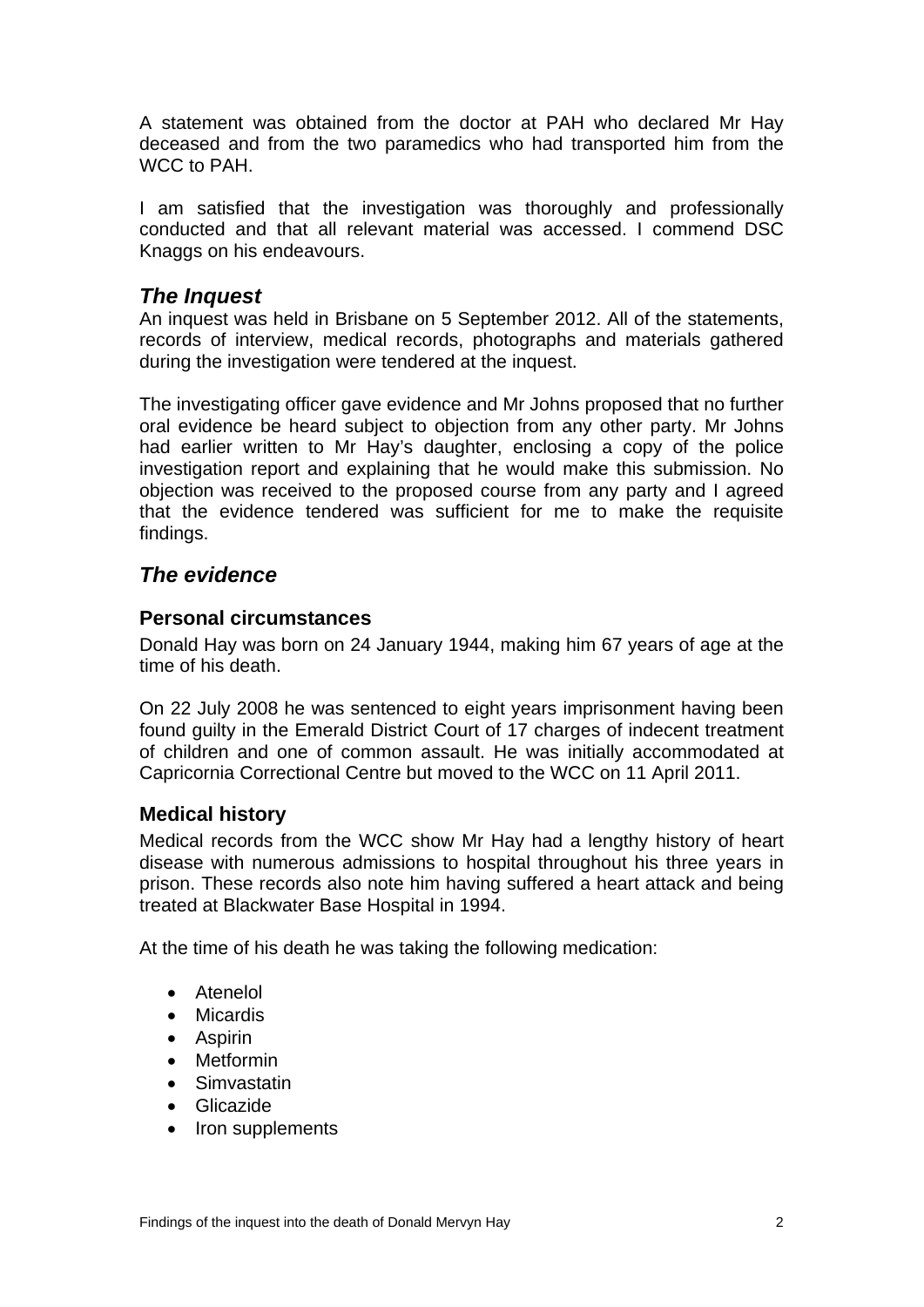A statement was obtained from the doctor at PAH who declared Mr Hay deceased and from the two paramedics who had transported him from the WCC to PAH.

I am satisfied that the investigation was thoroughly and professionally conducted and that all relevant material was accessed. I commend DSC Knaggs on his endeavours.

## *The Inquest*

An inquest was held in Brisbane on 5 September 2012. All of the statements, records of interview, medical records, photographs and materials gathered during the investigation were tendered at the inquest.

The investigating officer gave evidence and Mr Johns proposed that no further oral evidence be heard subject to objection from any other party. Mr Johns had earlier written to Mr Hay's daughter, enclosing a copy of the police investigation report and explaining that he would make this submission. No objection was received to the proposed course from any party and I agreed that the evidence tendered was sufficient for me to make the requisite findings.

## *The evidence*

### Personal circumstances

Donald Hay was born on 24 January 1944, making him 67 years of age at the time of his death.

On 22 July 2008 he was sentenced to eight years imprisonment having been found guilty in the Emerald District Court of 17 charges of indecent treatment of children and one of common assault. He was initially accommodated at Capricornia Correctional Centre but moved to the WCC on 11 April 2011.

### Medical history

Medical records from the WCC show Mr Hay had a lengthy history of heart disease with numerous admissions to hospital throughout his three years in prison. These records also note him having suffered a heart attack and being treated at Blackwater Base Hospital in 1994.

At the time of his death he was taking the following medication:

- Atenelol
- Micardis
- Aspirin
- Metformin
- Simvastatin
- Glicazide
- Iron supplements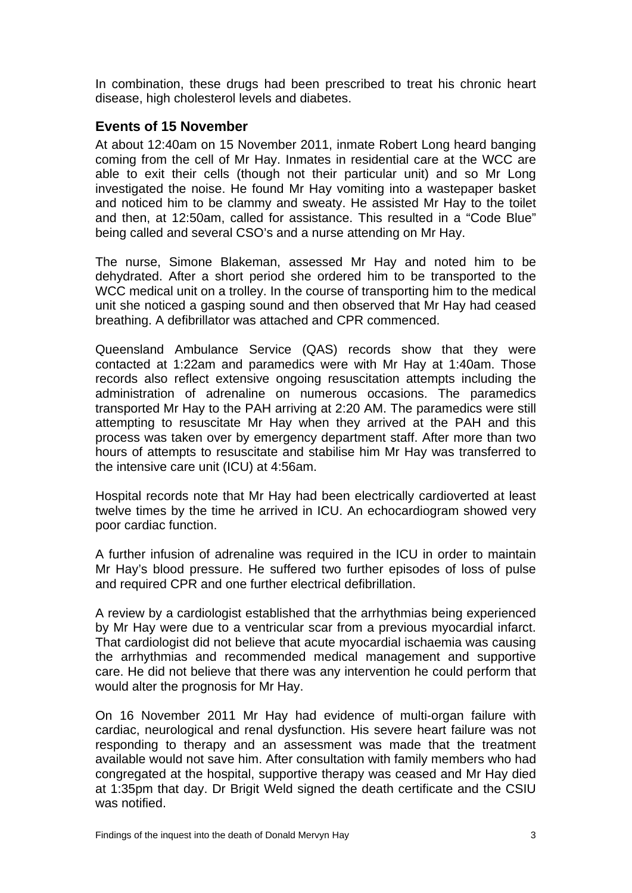In combination, these drugs had been prescribed to treat his chronic heart disease, high cholesterol levels and diabetes.

## Events of 15 November

At about 12:40am on 15 November 2011, inmate Robert Long heard banging coming from the cell of Mr Hay. Inmates in residential care at the WCC are able to exit their cells (though not their particular unit) and so Mr Long investigated the noise. He found Mr Hay vomiting into a wastepaper basket and noticed him to be clammy and sweaty. He assisted Mr Hay to the toilet and then, at 12:50am, called for assistance. This resulted in a "Code Blue" being called and several CSO's and a nurse attending on Mr Hay.

The nurse, Simone Blakeman, assessed Mr Hay and noted him to be dehydrated. After a short period she ordered him to be transported to the WCC medical unit on a trolley. In the course of transporting him to the medical unit she noticed a gasping sound and then observed that Mr Hay had ceased breathing. A defibrillator was attached and CPR commenced.

Queensland Ambulance Service (QAS) records show that they were contacted at 1:22am and paramedics were with Mr Hay at 1:40am. Those records also reflect extensive ongoing resuscitation attempts including the administration of adrenaline on numerous occasions. The paramedics transported Mr Hay to the PAH arriving at 2:20 AM. The paramedics were still attempting to resuscitate Mr Hay when they arrived at the PAH and this process was taken over by emergency department staff. After more than two hours of attempts to resuscitate and stabilise him Mr Hay was transferred to the intensive care unit (ICU) at 4:56am.

Hospital records note that Mr Hay had been electrically cardioverted at least twelve times by the time he arrived in ICU. An echocardiogram showed very poor cardiac function.

A further infusion of adrenaline was required in the ICU in order to maintain Mr Hay's blood pressure. He suffered two further episodes of loss of pulse and required CPR and one further electrical defibrillation.

A review by a cardiologist established that the arrhythmias being experienced by Mr Hay were due to a ventricular scar from a previous myocardial infarct. That cardiologist did not believe that acute myocardial ischaemia was causing the arrhythmias and recommended medical management and supportive care. He did not believe that there was any intervention he could perform that would alter the prognosis for Mr Hay.

On 16 November 2011 Mr Hay had evidence of multi-organ failure with cardiac, neurological and renal dysfunction. His severe heart failure was not responding to therapy and an assessment was made that the treatment available would not save him. After consultation with family members who had congregated at the hospital, supportive therapy was ceased and Mr Hay died at 1:35pm that day. Dr Brigit Weld signed the death certificate and the CSIU was notified.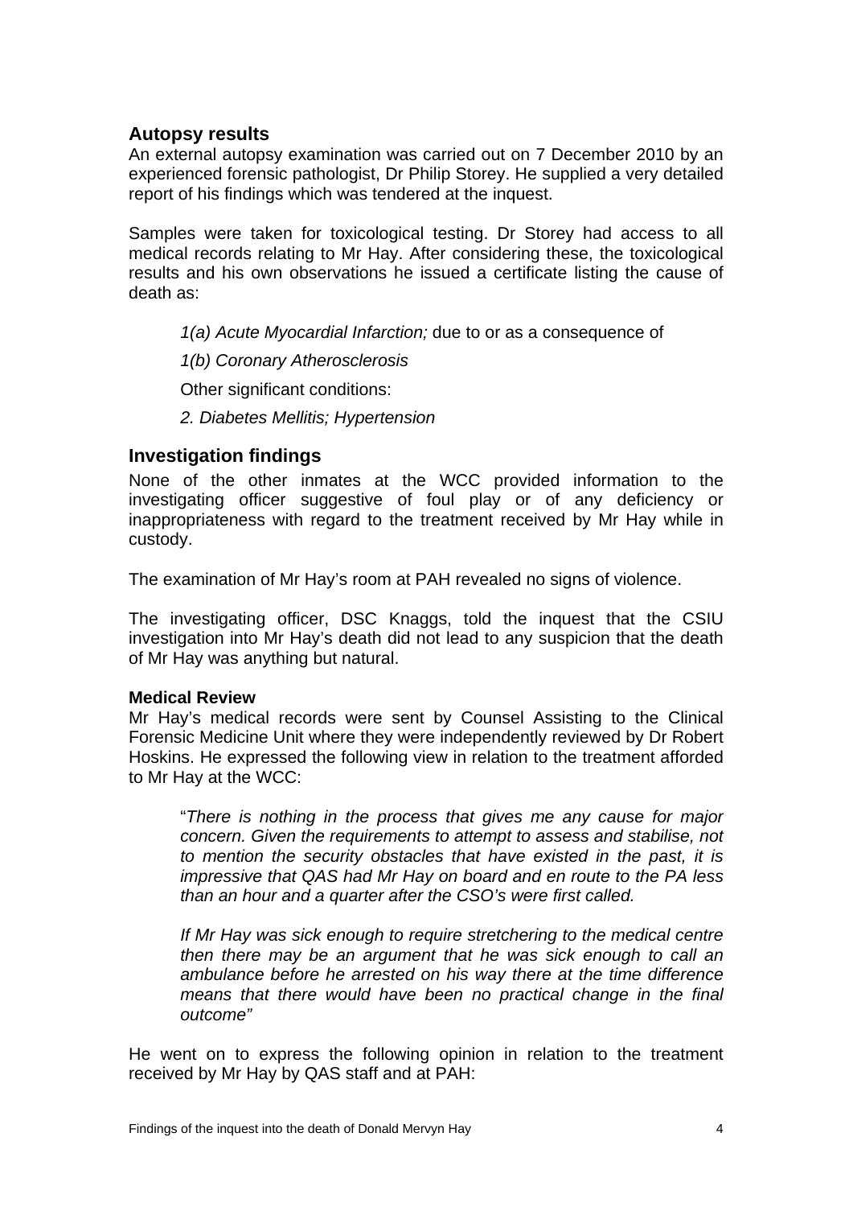## Autopsy results

An external autopsy examination was carried out on 7 December 2010 by an experienced forensic pathologist, Dr Philip Storey. He supplied a very detailed report of his findings which was tendered at the inquest.

Samples were taken for toxicological testing. Dr Storey had access to all medical records relating to Mr Hay. After considering these, the toxicological results and his own observations he issued a certificate listing the cause of death as:

> *1(a) Acute Myocardial Infarction;* due to or as a consequence of
>
> *1(b) Coronary Atherosclerosis*
>
> Other significant conditions:
>
> *2. Diabetes Mellitis; Hypertension*

## Investigation findings

None of the other inmates at the WCC provided information to the investigating officer suggestive of foul play or of any deficiency or inappropriateness with regard to the treatment received by Mr Hay while in custody.

The examination of Mr Hay's room at PAH revealed no signs of violence.

The investigating officer, DSC Knaggs, told the inquest that the CSIU investigation into Mr Hay's death did not lead to any suspicion that the death of Mr Hay was anything but natural.

### Medical Review

Mr Hay's medical records were sent by Counsel Assisting to the Clinical Forensic Medicine Unit where they were independently reviewed by Dr Robert Hoskins. He expressed the following view in relation to the treatment afforded to Mr Hay at the WCC:

> "*There is nothing in the process that gives me any cause for major concern. Given the requirements to attempt to assess and stabilise, not to mention the security obstacles that have existed in the past, it is impressive that QAS had Mr Hay on board and en route to the PA less than an hour and a quarter after the CSO's were first called.*
>
> *If Mr Hay was sick enough to require stretchering to the medical centre then there may be an argument that he was sick enough to call an ambulance before he arrested on his way there at the time difference means that there would have been no practical change in the final outcome"*

He went on to express the following opinion in relation to the treatment received by Mr Hay by QAS staff and at PAH: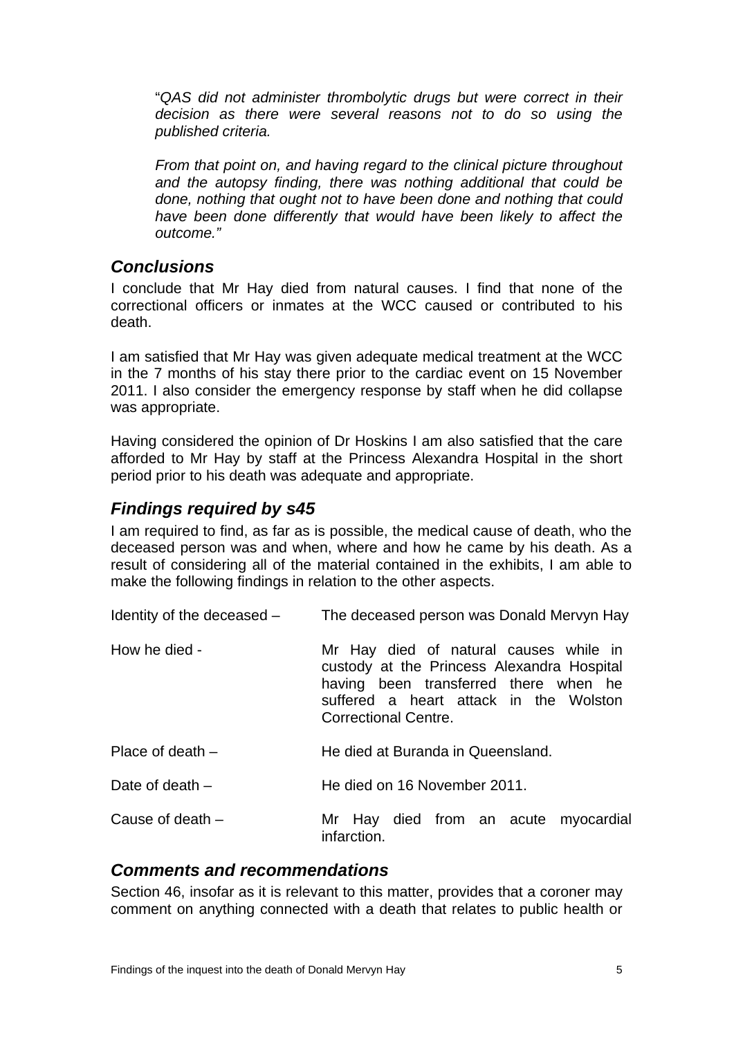> "*QAS did not administer thrombolytic drugs but were correct in their decision as there were several reasons not to do so using the published criteria.*
>
> *From that point on, and having regard to the clinical picture throughout and the autopsy finding, there was nothing additional that could be done, nothing that ought not to have been done and nothing that could have been done differently that would have been likely to affect the outcome."*

## *Conclusions*

I conclude that Mr Hay died from natural causes. I find that none of the correctional officers or inmates at the WCC caused or contributed to his death.

I am satisfied that Mr Hay was given adequate medical treatment at the WCC in the 7 months of his stay there prior to the cardiac event on 15 November 2011. I also consider the emergency response by staff when he did collapse was appropriate.

Having considered the opinion of Dr Hoskins I am also satisfied that the care afforded to Mr Hay by staff at the Princess Alexandra Hospital in the short period prior to his death was adequate and appropriate.

## *Findings required by s45*

I am required to find, as far as is possible, the medical cause of death, who the deceased person was and when, where and how he came by his death. As a result of considering all of the material contained in the exhibits, I am able to make the following findings in relation to the other aspects.

| | |
|---|---|
| Identity of the deceased – | The deceased person was Donald Mervyn Hay |
| How he died - | Mr Hay died of natural causes while in custody at the Princess Alexandra Hospital having been transferred there when he suffered a heart attack in the Wolston Correctional Centre. |
| Place of death – | He died at Buranda in Queensland. |
| Date of death – | He died on 16 November 2011. |
| Cause of death – | Mr Hay died from an acute myocardial infarction. |

## *Comments and recommendations*

Section 46, insofar as it is relevant to this matter, provides that a coroner may comment on anything connected with a death that relates to public health or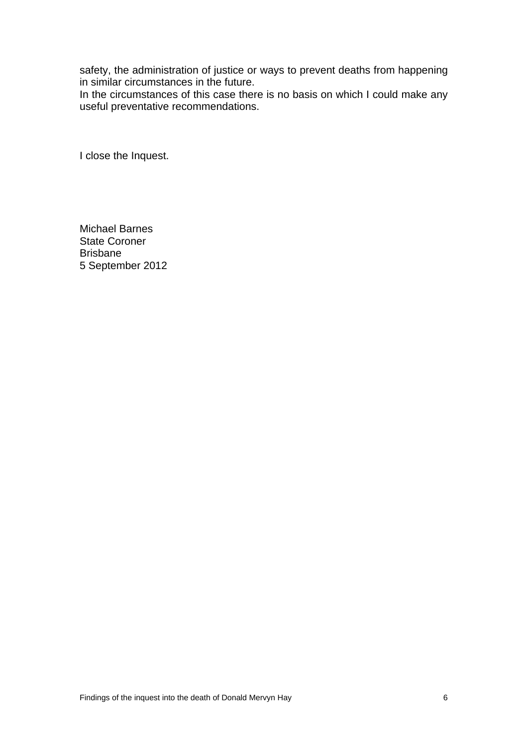safety, the administration of justice or ways to prevent deaths from happening in similar circumstances in the future.

In the circumstances of this case there is no basis on which I could make any useful preventative recommendations.

I close the Inquest.

Michael Barnes
State Coroner
Brisbane
5 September 2012